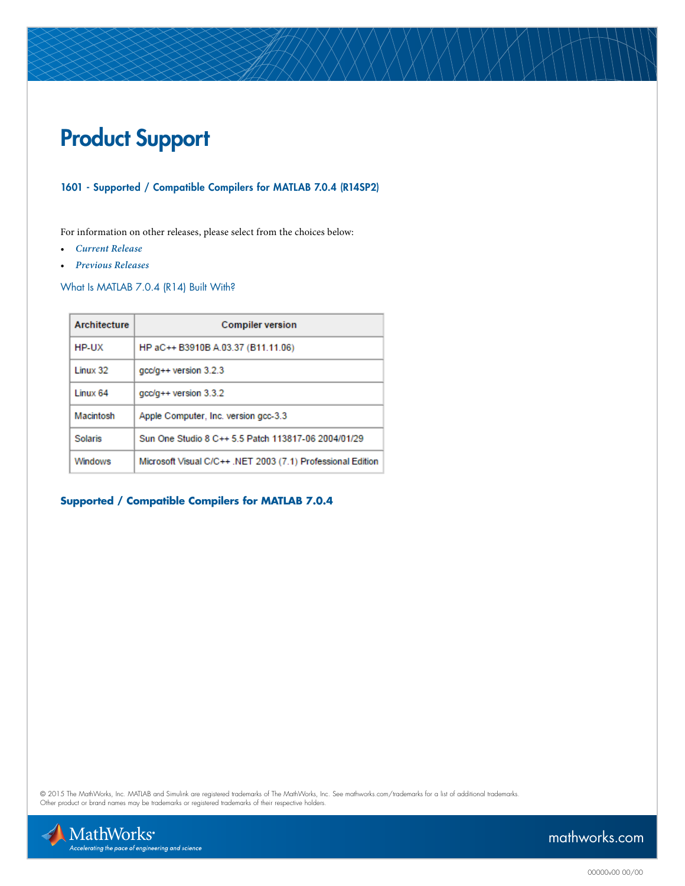# Product Support

### 1601 - Supported / Compatible Compilers for MATLAB 7.0.4 (R14SP2)

For information on other releases, please select from the choices below:

- *Current Release*
- *Previous Releases*

### What Is MATLAB 7.0.4 (R14) Built With?

| Architecture | Compiler version |
| --- | --- |
| HP-UX | HP aC++ B3910B A.03.37 (B11.11.06) |
| Linux 32 | gcc/g++ version 3.2.3 |
| Linux 64 | gcc/g++ version 3.3.2 |
| Macintosh | Apple Computer, Inc. version gcc-3.3 |
| Solaris | Sun One Studio 8 C++ 5.5 Patch 113817-06 2004/01/29 |
| Windows | Microsoft Visual C/C++ .NET 2003 (7.1) Professional Edition |

### Supported / Compatible Compilers for MATLAB 7.0.4

© 2015 The MathWorks, Inc. MATLAB and Simulink are registered trademarks of The MathWorks, Inc. See mathworks.com/trademarks for a list of additional trademarks. Other product or brand names may be trademarks or registered trademarks of their respective holders.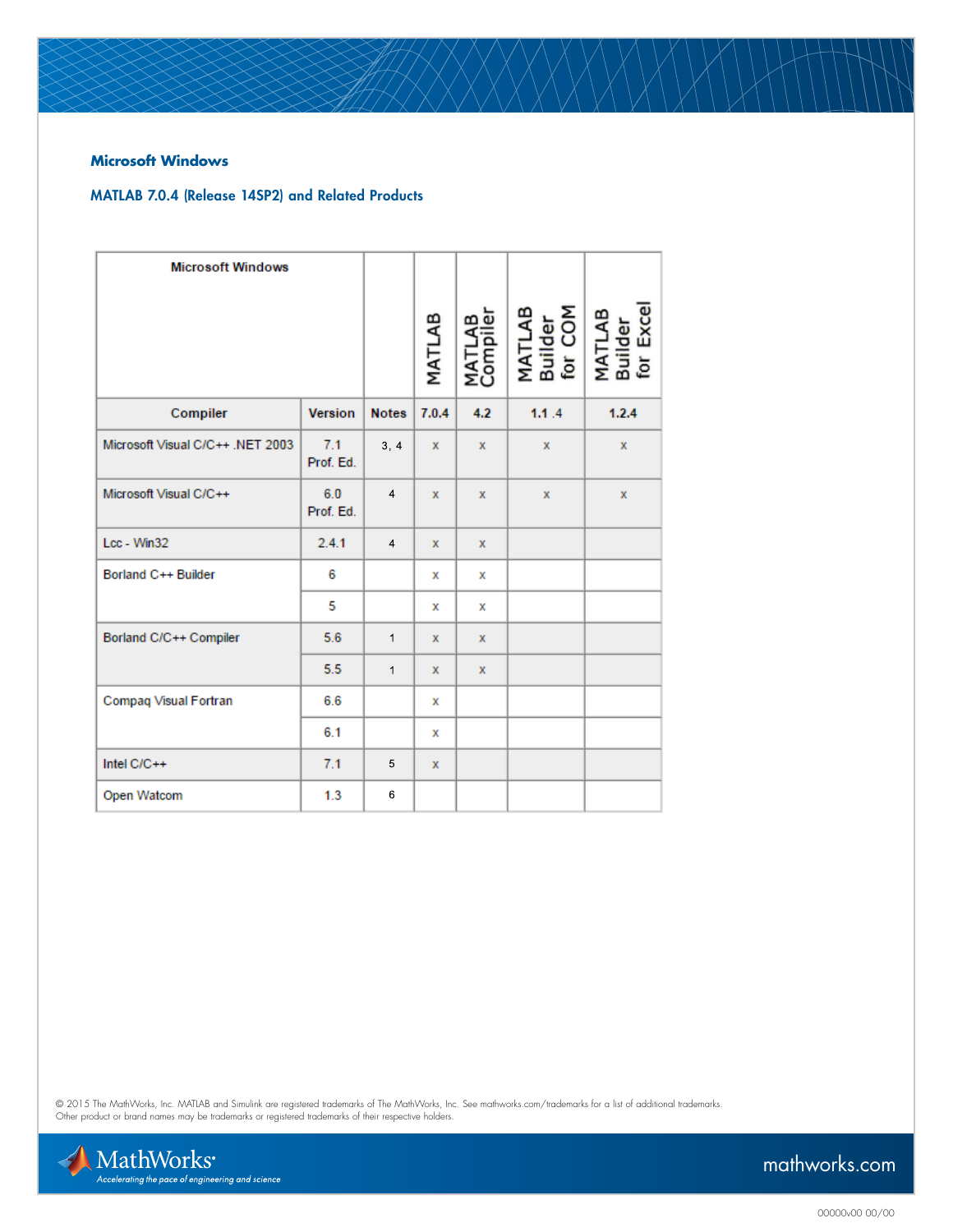### Microsoft Windows

### MATLAB 7.0.4 (Release 14SP2) and Related Products

| Microsoft Windows | | | MATLAB | MATLAB Compiler | MATLAB Builder for COM | MATLAB Builder for Excel |
|---|---|---|---|---|---|---|
| **Compiler** | **Version** | **Notes** | **7.0.4** | **4.2** | **1.1 .4** | **1.2.4** |
| Microsoft Visual C/C++ .NET 2003 | 7.1 Prof. Ed. | 3, 4 | x | x | x | x |
| Microsoft Visual C/C++ | 6.0 Prof. Ed. | 4 | x | x | x | x |
| Lcc - Win32 | 2.4.1 | 4 | x | x | | |
| Borland C++ Builder | 6 | | x | x | | |
| | 5 | | x | x | | |
| Borland C/C++ Compiler | 5.6 | 1 | x | x | | |
| | 5.5 | 1 | x | x | | |
| Compaq Visual Fortran | 6.6 | | x | | | |
| | 6.1 | | x | | | |
| Intel C/C++ | 7.1 | 5 | x | | | |
| Open Watcom | 1.3 | 6 | | | | |

© 2015 The MathWorks, Inc. MATLAB and Simulink are registered trademarks of The MathWorks, Inc. See mathworks.com/trademarks for a list of additional trademarks. Other product or brand names may be trademarks or registered trademarks of their respective holders.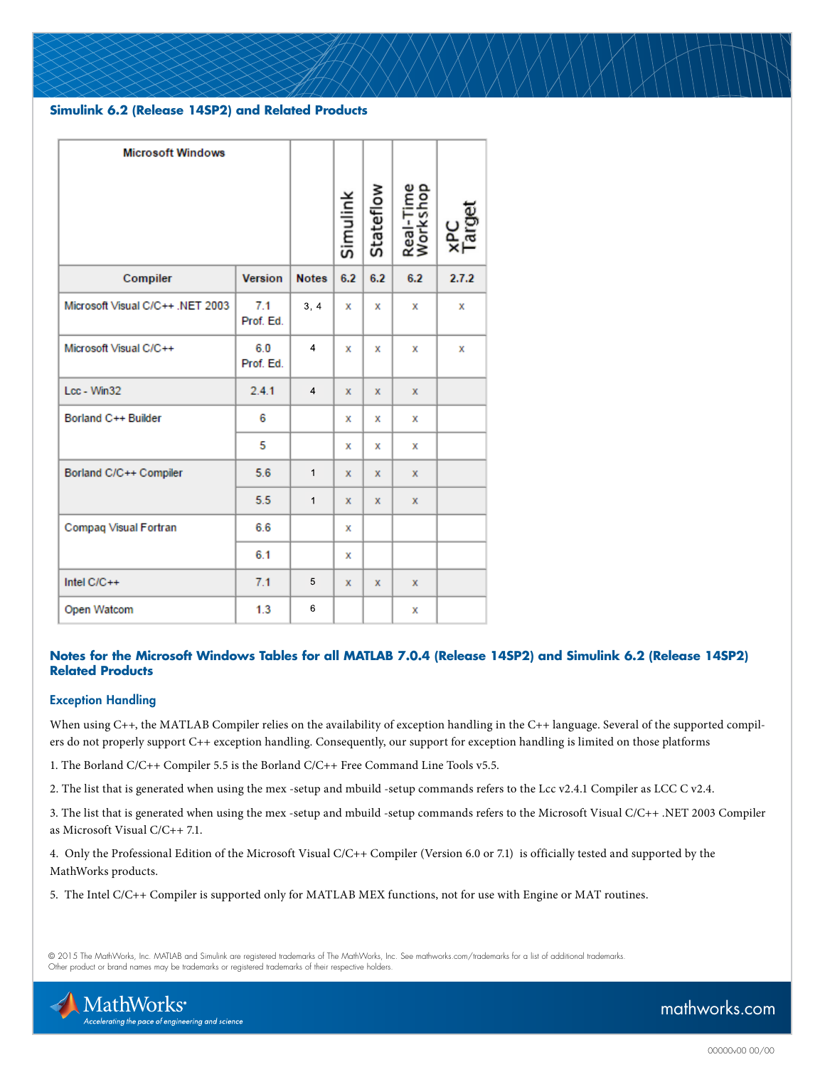## Simulink 6.2 (Release 14SP2) and Related Products

| Microsoft Windows | | | Simulink | Stateflow | Real-Time Workshop | xPC Target |
|---|---|---|---|---|---|---|
| **Compiler** | **Version** | **Notes** | **6.2** | **6.2** | **6.2** | **2.7.2** |
| Microsoft Visual C/C++ .NET 2003 | 7.1 Prof. Ed. | 3, 4 | x | x | x | x |
| Microsoft Visual C/C++ | 6.0 Prof. Ed. | 4 | x | x | x | x |
| Lcc - Win32 | 2.4.1 | 4 | x | x | x | |
| Borland C++ Builder | 6 | | x | x | x | |
| | 5 | | x | x | x | |
| Borland C/C++ Compiler | 5.6 | 1 | x | x | x | |
| | 5.5 | 1 | x | x | x | |
| Compaq Visual Fortran | 6.6 | | x | | | |
| | 6.1 | | x | | | |
| Intel C/C++ | 7.1 | 5 | x | x | x | |
| Open Watcom | 1.3 | 6 | | | x | |

## Notes for the Microsoft Windows Tables for all MATLAB 7.0.4 (Release 14SP2) and Simulink 6.2 (Release 14SP2) Related Products

### Exception Handling

When using C++, the MATLAB Compiler relies on the availability of exception handling in the C++ language. Several of the supported compilers do not properly support C++ exception handling. Consequently, our support for exception handling is limited on those platforms

1. The Borland C/C++ Compiler 5.5 is the Borland C/C++ Free Command Line Tools v5.5.

2. The list that is generated when using the mex -setup and mbuild -setup commands refers to the Lcc v2.4.1 Compiler as LCC C v2.4.

3. The list that is generated when using the mex -setup and mbuild -setup commands refers to the Microsoft Visual C/C++ .NET 2003 Compiler as Microsoft Visual C/C++ 7.1.

4. Only the Professional Edition of the Microsoft Visual C/C++ Compiler (Version 6.0 or 7.1) is officially tested and supported by the MathWorks products.

5. The Intel C/C++ Compiler is supported only for MATLAB MEX functions, not for use with Engine or MAT routines.

© 2015 The MathWorks, Inc. MATLAB and Simulink are registered trademarks of The MathWorks, Inc. See mathworks.com/trademarks for a list of additional trademarks. Other product or brand names may be trademarks or registered trademarks of their respective holders.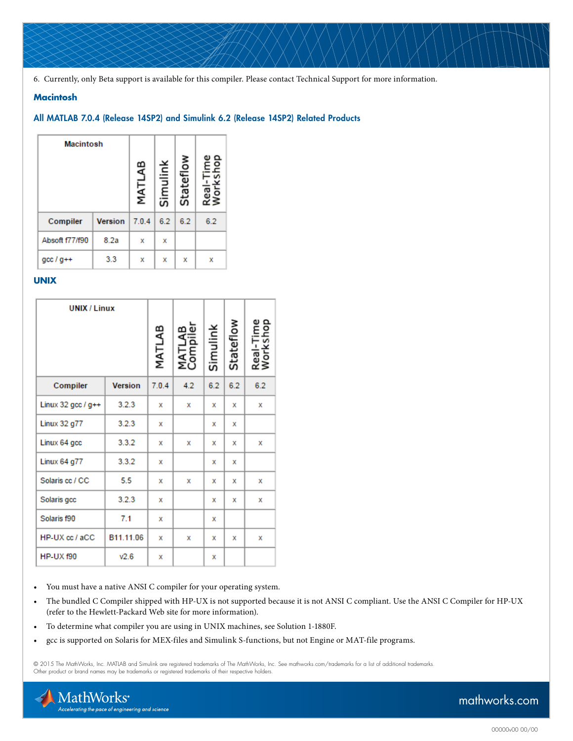6. Currently, only Beta support is available for this compiler. Please contact Technical Support for more information.

### Macintosh

#### All MATLAB 7.0.4 (Release 14SP2) and Simulink 6.2 (Release 14SP2) Related Products

| Macintosh | | MATLAB | Simulink | Stateflow | Real-Time Workshop |
|---|---|---|---|---|---|
| **Compiler** | **Version** | 7.0.4 | 6.2 | 6.2 | 6.2 |
| Absoft f77/f90 | 8.2a | x | x | | |
| gcc / g++ | 3.3 | x | x | x | x |

### UNIX

| UNIX / Linux | | MATLAB | MATLAB Compiler | Simulink | Stateflow | Real-Time Workshop |
|---|---|---|---|---|---|---|
| **Compiler** | **Version** | 7.0.4 | 4.2 | 6.2 | 6.2 | 6.2 |
| Linux 32 gcc / g++ | 3.2.3 | x | x | x | x | x |
| Linux 32 g77 | 3.2.3 | x | | x | x | |
| Linux 64 gcc | 3.3.2 | x | x | x | x | x |
| Linux 64 g77 | 3.3.2 | x | | x | x | |
| Solaris cc / CC | 5.5 | x | x | x | x | x |
| Solaris gcc | 3.2.3 | x | | x | x | x |
| Solaris f90 | 7.1 | x | | x | | |
| HP-UX cc / aCC | B11.11.06 | x | x | x | x | x |
| HP-UX f90 | v2.6 | x | | x | | |

- You must have a native ANSI C compiler for your operating system.
- The bundled C Compiler shipped with HP-UX is not supported because it is not ANSI C compliant. Use the ANSI C Compiler for HP-UX (refer to the Hewlett-Packard Web site for more information).
- To determine what compiler you are using in UNIX machines, see Solution 1-1880F.
- gcc is supported on Solaris for MEX-files and Simulink S-functions, but not Engine or MAT-file programs.

© 2015 The MathWorks, Inc. MATLAB and Simulink are registered trademarks of The MathWorks, Inc. See mathworks.com/trademarks for a list of additional trademarks. Other product or brand names may be trademarks or registered trademarks of their respective holders.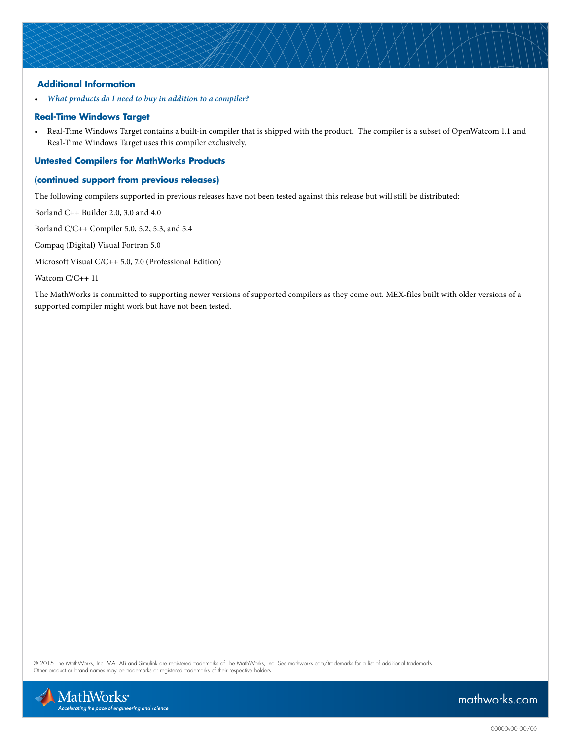### Additional Information

- *What products do I need to buy in addition to a compiler?*

### Real-Time Windows Target

- Real-Time Windows Target contains a built-in compiler that is shipped with the product. The compiler is a subset of OpenWatcom 1.1 and Real-Time Windows Target uses this compiler exclusively.

### Untested Compilers for MathWorks Products

### (continued support from previous releases)

The following compilers supported in previous releases have not been tested against this release but will still be distributed:

Borland C++ Builder 2.0, 3.0 and 4.0

Borland C/C++ Compiler 5.0, 5.2, 5.3, and 5.4

Compaq (Digital) Visual Fortran 5.0

Microsoft Visual C/C++ 5.0, 7.0 (Professional Edition)

Watcom C/C++ 11

The MathWorks is committed to supporting newer versions of supported compilers as they come out. MEX-files built with older versions of a supported compiler might work but have not been tested.

© 2015 The MathWorks, Inc. MATLAB and Simulink are registered trademarks of The MathWorks, Inc. See mathworks.com/trademarks for a list of additional trademarks. Other product or brand names may be trademarks or registered trademarks of their respective holders.

MathWorks
*Accelerating the pace of engineering and science*

mathworks.com

00000v00 00/00